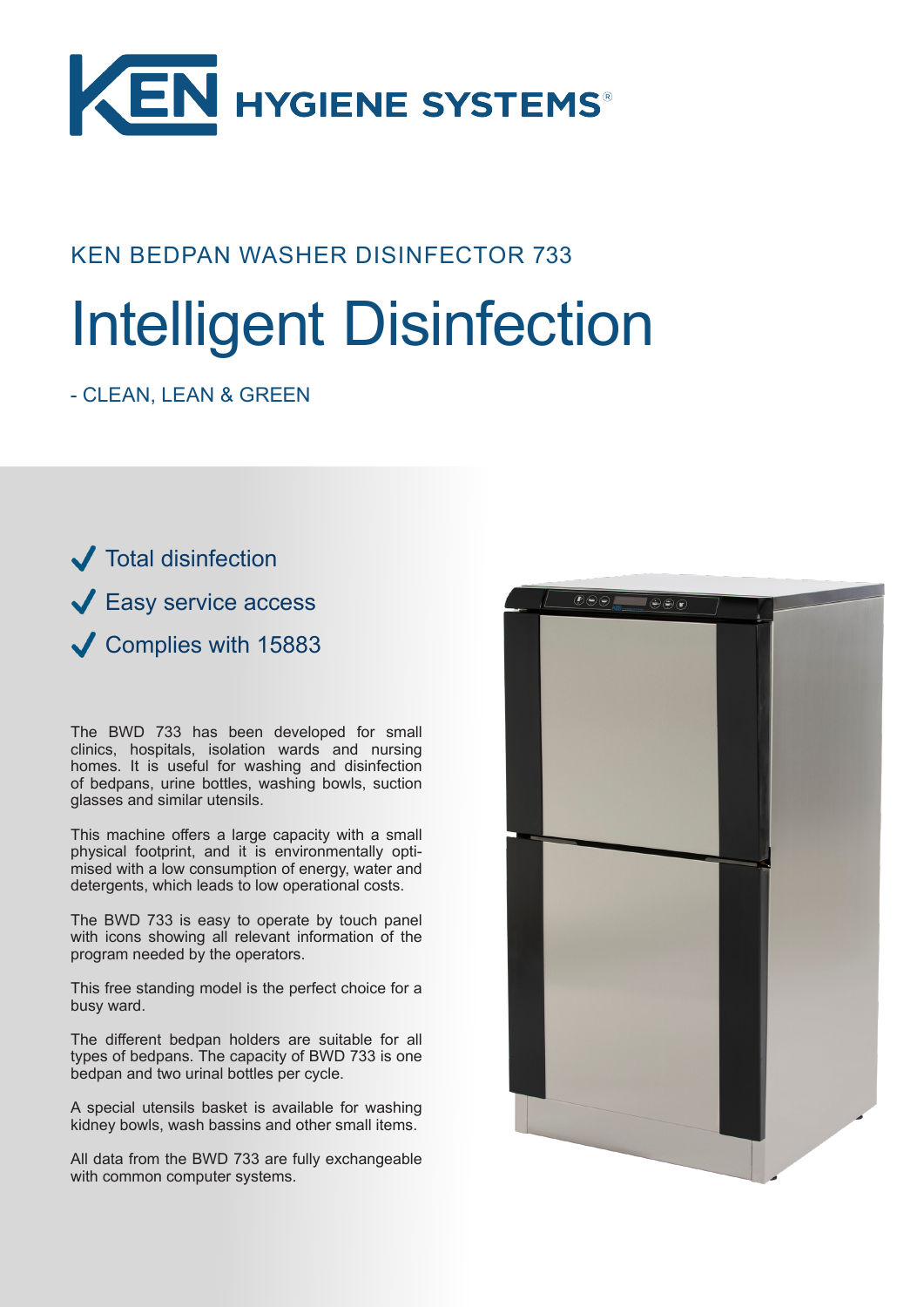KEN HYGIENE SYSTEMS®

KEN BEDPAN WASHER DISINFECTOR 733

# Intelligent Disinfection

- CLEAN, LEAN & GREEN

- ✓ Total disinfection
- ✓ Easy service access
- ✓ Complies with 15883

The BWD 733 has been developed for small clinics, hospitals, isolation wards and nursing homes. It is useful for washing and disinfection of bedpans, urine bottles, washing bowls, suction glasses and similar utensils.

This machine offers a large capacity with a small physical footprint, and it is environmentally optimised with a low consumption of energy, water and detergents, which leads to low operational costs.

The BWD 733 is easy to operate by touch panel with icons showing all relevant information of the program needed by the operators.

This free standing model is the perfect choice for a busy ward.

The different bedpan holders are suitable for all types of bedpans. The capacity of BWD 733 is one bedpan and two urinal bottles per cycle.

A special utensils basket is available for washing kidney bowls, wash bassins and other small items.

All data from the BWD 733 are fully exchangeable with common computer systems.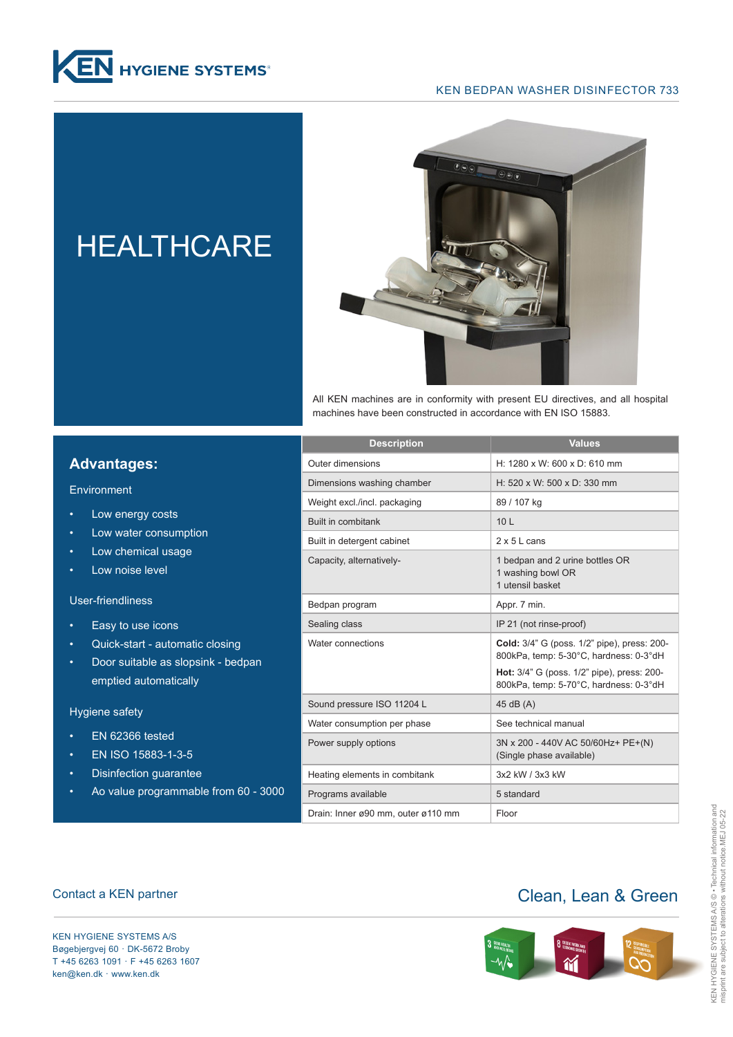KEN HYGIENE SYSTEMS®

KEN BEDPAN WASHER DISINFECTOR 733

# HEALTHCARE

All KEN machines are in conformity with present EU directives, and all hospital machines have been constructed in accordance with EN ISO 15883.

## Advantages:

Environment

- Low energy costs
- Low water consumption
- Low chemical usage
- Low noise level

User-friendliness

- Easy to use icons
- Quick-start - automatic closing
- Door suitable as slopsink - bedpan emptied automatically

Hygiene safety

- EN 62366 tested
- EN ISO 15883-1-3-5
- Disinfection guarantee
- Ao value programmable from 60 - 3000

| Description | Values |
|---|---|
| Outer dimensions | H: 1280 x W: 600 x D: 610 mm |
| Dimensions washing chamber | H: 520 x W: 500 x D: 330 mm |
| Weight excl./incl. packaging | 89 / 107 kg |
| Built in combitank | 10 L |
| Built in detergent cabinet | 2 x 5 L cans |
| Capacity, alternatively- | 1 bedpan and 2 urine bottles OR<br>1 washing bowl OR<br>1 utensil basket |
| Bedpan program | Appr. 7 min. |
| Sealing class | IP 21 (not rinse-proof) |
| Water connections | **Cold:** 3/4" G (poss. 1/2" pipe), press: 200-800kPa, temp: 5-30°C, hardness: 0-3°dH<br>**Hot:** 3/4" G (poss. 1/2" pipe), press: 200-800kPa, temp: 5-70°C, hardness: 0-3°dH |
| Sound pressure ISO 11204 L | 45 dB (A) |
| Water consumption per phase | See technical manual |
| Power supply options | 3N x 200 - 440V AC 50/60Hz+ PE+(N)<br>(Single phase available) |
| Heating elements in combitank | 3x2 kW / 3x3 kW |
| Programs available | 5 standard |
| Drain: Inner ø90 mm, outer ø110 mm | Floor |

Contact a KEN partner

Clean, Lean & Green

KEN HYGIENE SYSTEMS A/S
Bøgebjergvej 60 · DK-5672 Broby
T +45 6263 1091 · F +45 6263 1607
ken@ken.dk · www.ken.dk

KEN HYGIENE SYSTEMS A/S © • Technical information and misprint are subject to alterations without notice.MEJ 05-22